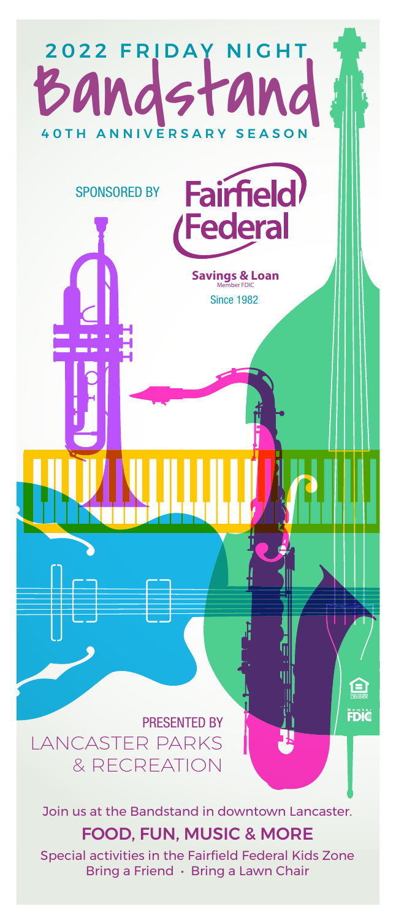# 2022 FRIDAY NIGHT Bandstand

## 40TH ANNIVERSARY SEASON

SPONSORED BY

**Fairfield Federal**

**Savings & Loan**
Member FDIC
Since 1982

PRESENTED BY
LANCASTER PARKS & RECREATION

Join us at the Bandstand in downtown Lancaster.

## FOOD, FUN, MUSIC & MORE

Special activities in the Fairfield Federal Kids Zone
Bring a Friend • Bring a Lawn Chair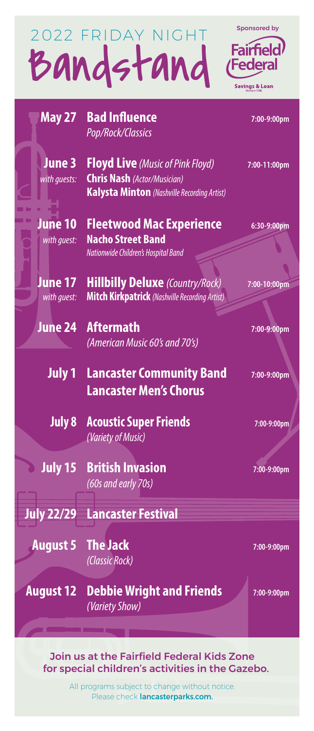# 2022 FRIDAY NIGHT Bandstand

Sponsored by Fairfield Federal Savings & Loan Member FDIC

| | | |
|---|---|---|
| **May 27** | **Bad Influence** *Pop/Rock/Classics* | 7:00-9:00pm |
| **June 3** *with guests:* | **Floyd Live** *(Music of Pink Floyd)* **Chris Nash** *(Actor/Musician)* **Kalysta Minton** *(Nashville Recording Artist)* | 7:00-11:00pm |
| **June 10** *with guest:* | **Fleetwood Mac Experience** **Nacho Street Band** *Nationwide Children's Hospital Band* | 6:30-9:00pm |
| **June 17** *with guest:* | **Hillbilly Deluxe** *(Country/Rock)* **Mitch Kirkpatrick** *(Nashville Recording Artist)* | 7:00-10:00pm |
| **June 24** | **Aftermath** *(American Music 60's and 70's)* | 7:00-9:00pm |
| **July 1** | **Lancaster Community Band** **Lancaster Men's Chorus** | 7:00-9:00pm |
| **July 8** | **Acoustic Super Friends** *(Variety of Music)* | 7:00-9:00pm |
| **July 15** | **British Invasion** *(60s and early 70s)* | 7:00-9:00pm |
| **July 22/29** | **Lancaster Festival** | |
| **August 5** | **The Jack** *(Classic Rock)* | 7:00-9:00pm |
| **August 12** | **Debbie Wright and Friends** *(Variety Show)* | 7:00-9:00pm |

**Join us at the Fairfield Federal Kids Zone for special children's activities in the Gazebo.**

All programs subject to change without notice. Please check **lancasterparks.com.**